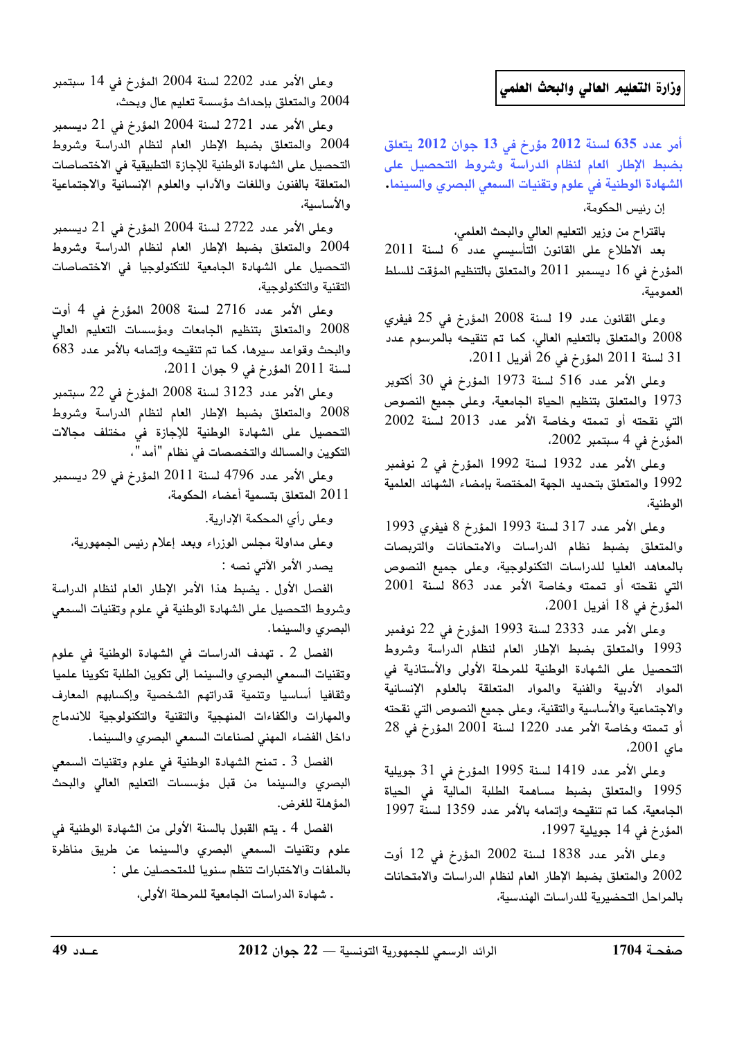## وزارة التعليم العالي والبحث العلمي

**أمر عدد 635 لسنة 2012 مؤرخ في 13 جوان 2012 يتعلق بضبط الإطار العام لنظام الدراسة وشروط التحصيل على الشهادة الوطنية في علوم وتقنيات السمعي البصري والسينما.**

إن رئيس الحكومة،

باقتراح من وزير التعليم العالي والبحث العلمي،

بعد الاطلاع على القانون التأسيسي عدد 6 لسنة 2011 المؤرخ في 16 ديسمبر 2011 والمتعلق بالتنظيم المؤقت للسلط العمومية،

وعلى القانون عدد 19 لسنة 2008 المؤرخ في 25 فيفري 2008 والمتعلق بالتعليم العالي، كما تم تنقيحه بالمرسوم عدد 31 لسنة 2011 المؤرخ في 26 أفريل 2011،

وعلى الأمر عدد 516 لسنة 1973 المؤرخ في 30 أكتوبر 1973 والمتعلق بتنظيم الحياة الجامعية، وعلى جميع النصوص التي نقحته أو تممته وخاصة الأمر عدد 2013 لسنة 2002 المؤرخ في 4 سبتمبر 2002،

وعلى الأمر عدد 1932 لسنة 1992 المؤرخ في 2 نوفمبر 1992 والمتعلق بتحديد الجهة المختصة بإمضاء الشهائد العلمية الوطنية،

وعلى الأمر عدد 317 لسنة 1993 المؤرخ في 8 فيفري 1993 والمتعلق بضبط نظام الدراسات والامتحانات والتربصات بالمعاهد العليا للدراسات التكنولوجية، وعلى جميع النصوص التي نقحته أو تممته وخاصة الأمر عدد 863 لسنة 2001 المؤرخ في 18 أفريل 2001،

وعلى الأمر عدد 2333 لسنة 1993 المؤرخ في 22 نوفمبر 1993 والمتعلق بضبط الإطار العام لنظام الدراسة وشروط التحصيل على الشهادة الوطنية للمرحلة الأولى والأستاذية في المواد الأدبية والفنية والمواد المتعلقة بالعلوم الإنسانية والاجتماعية والأساسية والتقنية، وعلى جميع النصوص التي نقحته أو تممته وخاصة الأمر عدد 1220 لسنة 2001 المؤرخ في 28 ماي 2001،

وعلى الأمر عدد 1419 لسنة 1995 المؤرخ في 31 جويلية 1995 والمتعلق بضبط مساهمة الطلبة المالية في الحياة الجامعية، كما تم تنقيحه وإتمامه بالأمر عدد 1359 لسنة 1997 المؤرخ في 14 جويلية 1997،

وعلى الأمر عدد 1838 لسنة 2002 المؤرخ في 12 أوت 2002 والمتعلق بضبط الإطار العام لنظام الدراسات والامتحانات بالمراحل التحضيرية للدراسات الهندسية،

وعلى الأمر عدد 2202 لسنة 2004 المؤرخ في 14 سبتمبر 2004 والمتعلق بإحداث مؤسسة تعليم عال وبحث،

وعلى الأمر عدد 2721 لسنة 2004 المؤرخ في 21 ديسمبر 2004 والمتعلق بضبط الإطار العام لنظام الدراسة وشروط التحصيل على الشهادة الوطنية للإجازة التطبيقية في الاختصاصات المتعلقة بالفنون واللغات والآداب والعلوم الإنسانية والاجتماعية والأساسية،

وعلى الأمر عدد 2722 لسنة 2004 المؤرخ في 21 ديسمبر 2004 والمتعلق بضبط الإطار العام لنظام الدراسة وشروط التحصيل على الشهادة الجامعية للتكنولوجيا في الاختصاصات التقنية والتكنولوجية،

وعلى الأمر عدد 2716 لسنة 2008 المؤرخ في 4 أوت 2008 والمتعلق بتنظيم الجامعات ومؤسسات التعليم العالي والبحث وقواعد سيرها، كما تم تنقيحه وإتمامه بالأمر عدد 683 لسنة 2011 المؤرخ في 9 جوان 2011،

وعلى الأمر عدد 3123 لسنة 2008 المؤرخ في 22 سبتمبر 2008 والمتعلق بضبط الإطار العام لنظام الدراسة وشروط التحصيل على الشهادة الوطنية للإجازة في مختلف مجالات التكوين والمسالك والتخصصات في نظام "أمد"،

وعلى الأمر عدد 4796 لسنة 2011 المؤرخ في 29 ديسمبر 2011 المتعلق بتسمية أعضاء الحكومة،

وعلى رأي المحكمة الإدارية.

وعلى مداولة مجلس الوزراء وبعد إعلام رئيس الجمهورية،

يصدر الأمر الآتي نصه :

الفصل الأول ـ يضبط هذا الأمر الإطار العام لنظام الدراسة وشروط التحصيل على الشهادة الوطنية في علوم وتقنيات السمعي البصري والسينما.

الفصل 2 ـ تهدف الدراسات في الشهادة الوطنية في علوم وتقنيات السمعي البصري والسينما إلى تكوين الطلبة تكوينا علميا وثقافيا أساسيا وتنمية قدراتهم الشخصية وإكسابهم المعارف والمهارات والكفاءات المنهجية والتقنية والتكنولوجية للاندماج داخل الفضاء المهني لصناعات السمعي البصري والسينما.

الفصل 3 ـ تمنح الشهادة الوطنية في علوم وتقنيات السمعي البصري والسينما من قبل مؤسسات التعليم العالي والبحث المؤهلة للغرض.

الفصل 4 ـ يتم القبول بالسنة الأولى من الشهادة الوطنية في علوم وتقنيات السمعي البصري والسينما عن طريق مناظرة بالملفات والاختبارات تنظم سنويا للمتحصلين على :

ـ شهادة الدراسات الجامعية للمرحلة الأولى،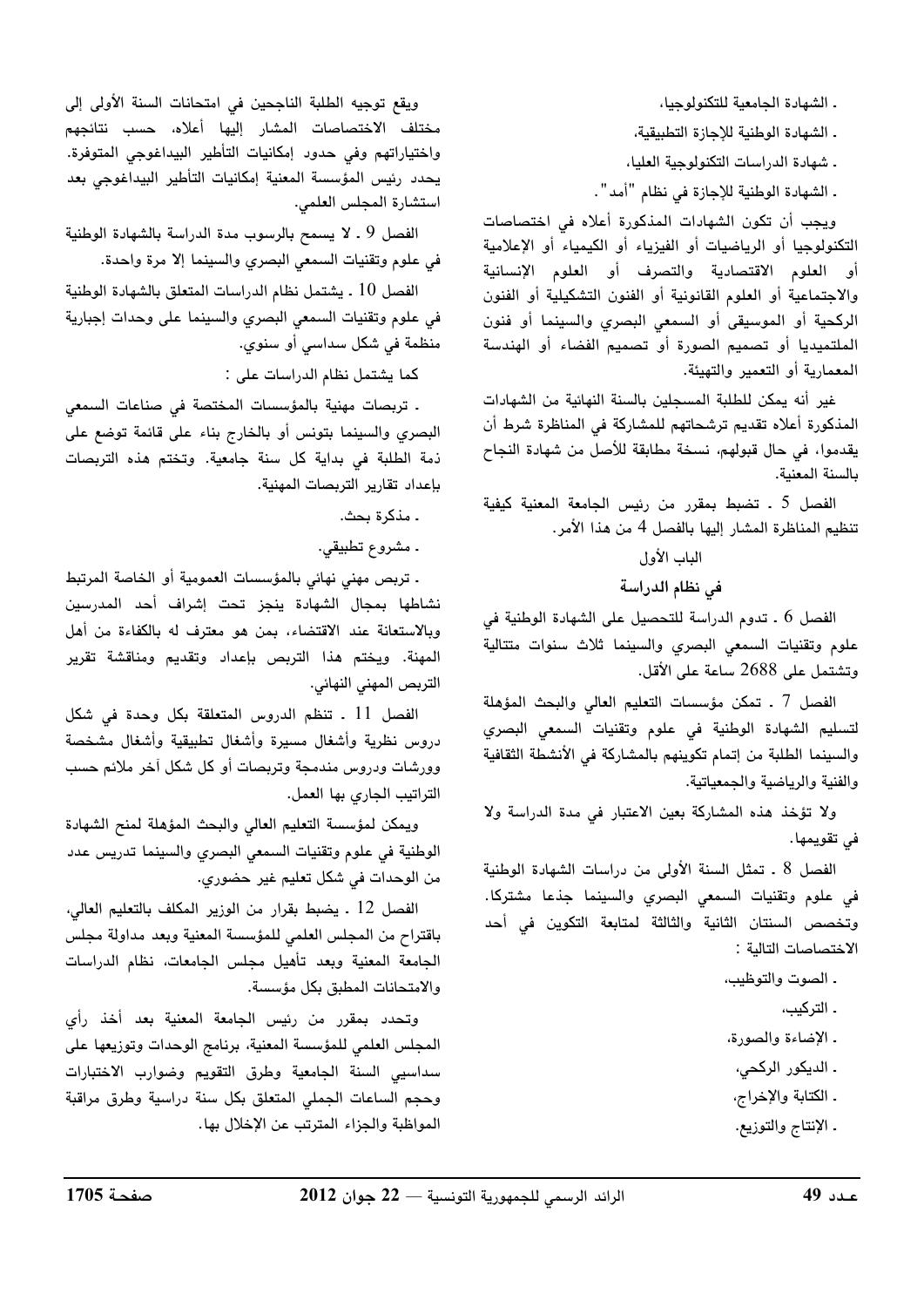- الشهادة الجامعية للتكنولوجيا،
- الشهادة الوطنية للإجازة التطبيقية،
- شهادة الدراسات التكنولوجية العليا،
- الشهادة الوطنية للإجازة في نظام "أمد".

ويجب أن تكون الشهادات المذكورة أعلاه في اختصاصات التكنولوجيا أو الرياضيات أو الفيزياء أو الكيمياء أو الإعلامية أو العلوم الاقتصادية والتصرف أو العلوم الإنسانية والاجتماعية أو العلوم القانونية أو الفنون التشكيلية أو الفنون الركحية أو الموسيقى أو السمعي البصري والسينما أو فنون الملتميديا أو تصميم الصورة أو تصميم الفضاء أو الهندسة المعمارية أو التعمير والتهيئة.

غير أنه يمكن للطلبة المسجلين بالسنة النهائية من الشهادات المذكورة أعلاه تقديم ترشحاتهم للمشاركة في المناظرة شرط أن يقدموا، في حال قبولهم، نسخة مطابقة للأصل من شهادة النجاح بالسنة المعنية.

الفصل 5 ـ تضبط بمقرر من رئيس الجامعة المعنية كيفية تنظيم المناظرة المشار إليها بالفصل 4 من هذا الأمر.

## الباب الأول

## في نظام الدراسة

الفصل 6 ـ تدوم الدراسة للتحصيل على الشهادة الوطنية في علوم وتقنيات السمعي البصري والسينما ثلاث سنوات متتالية وتشتمل على 2688 ساعة على الأقل.

الفصل 7 ـ تمكن مؤسسات التعليم العالي والبحث المؤهلة لتسليم الشهادة الوطنية في علوم وتقنيات السمعي البصري والسينما الطلبة من إتمام تكوينهم بالمشاركة في الأنشطة الثقافية والفنية والرياضية والجمعياتية.

ولا تؤخذ هذه المشاركة بعين الاعتبار في مدة الدراسة ولا في تقويمها.

الفصل 8 ـ تمثل السنة الأولى من دراسات الشهادة الوطنية في علوم وتقنيات السمعي البصري والسينما جذعا مشتركا. وتخصص السنتان الثانية والثالثة لمتابعة التكوين في أحد الاختصاصات التالية :

- الصوت والتوظيب،
- التركيب،
- الإضاءة والصورة،
- الديكور الركحي،
- الكتابة والإخراج،
- الإنتاج والتوزيع.

ويقع توجيه الطلبة الناجحين في امتحانات السنة الأولى إلى مختلف الاختصاصات المشار إليها أعلاه، حسب نتائجهم واختياراتهم وفي حدود إمكانيات التأطير البيداغوجي المتوفرة. يحدد رئيس المؤسسة المعنية إمكانيات التأطير البيداغوجي بعد استشارة المجلس العلمي.

الفصل 9 ـ لا يسمح بالرسوب مدة الدراسة بالشهادة الوطنية في علوم وتقنيات السمعي البصري والسينما إلا مرة واحدة.

الفصل 10 ـ يشتمل نظام الدراسات المتعلق بالشهادة الوطنية في علوم وتقنيات السمعي البصري والسينما على وحدات إجبارية منظمة في شكل سداسي أو سنوي.

كما يشتمل نظام الدراسات على :

- تربصات مهنية بالمؤسسات المختصة في صناعات السمعي البصري والسينما بتونس أو بالخارج بناء على قائمة توضع على ذمة الطلبة في بداية كل سنة جامعية. وتختتم هذه التربصات بإعداد تقارير التربصات المهنية.
- مذكرة بحث.
- مشروع تطبيقي.
- تربص مهني نهائي بالمؤسسات العمومية أو الخاصة المرتبط نشاطها بمجال الشهادة ينجز تحت إشراف أحد المدرسين وبالاستعانة عند الاقتضاء، بمن هو معترف له بالكفاءة من أهل المهنة. ويختتم هذا التربص بإعداد وتقديم ومناقشة تقرير التربص المهني النهائي.

الفصل 11 ـ تنظم الدروس المتعلقة بكل وحدة في شكل دروس نظرية وأشغال مسيرة وأشغال تطبيقية وأشغال مشخصة وورشات ودروس مندمجة وتربصات أو كل شكل آخر ملائم حسب التراتيب الجاري بها العمل.

ويمكن لمؤسسة التعليم العالي والبحث المؤهلة لمنح الشهادة الوطنية في علوم وتقنيات السمعي البصري والسينما تدريس عدد من الوحدات في شكل تعليم غير حضوري.

الفصل 12 ـ يضبط بقرار من الوزير المكلف بالتعليم العالي، باقتراح من المجلس العلمي للمؤسسة المعنية وبعد مداولة مجلس الجامعة المعنية وبعد تأهيل مجلس الجامعات، نظام الدراسات والامتحانات المطبق بكل مؤسسة.

وتحدد بمقرر من رئيس الجامعة المعنية بعد أخذ رأي المجلس العلمي للمؤسسة المعنية، برنامج الوحدات وتوزيعها على سداسيي السنة الجامعية وطرق التقويم وضوارب الاختبارات وحجم الساعات الجملي المتعلق بكل سنة دراسية وطرق مراقبة المواظبة والجزاء المترتب عن الإخلال بها.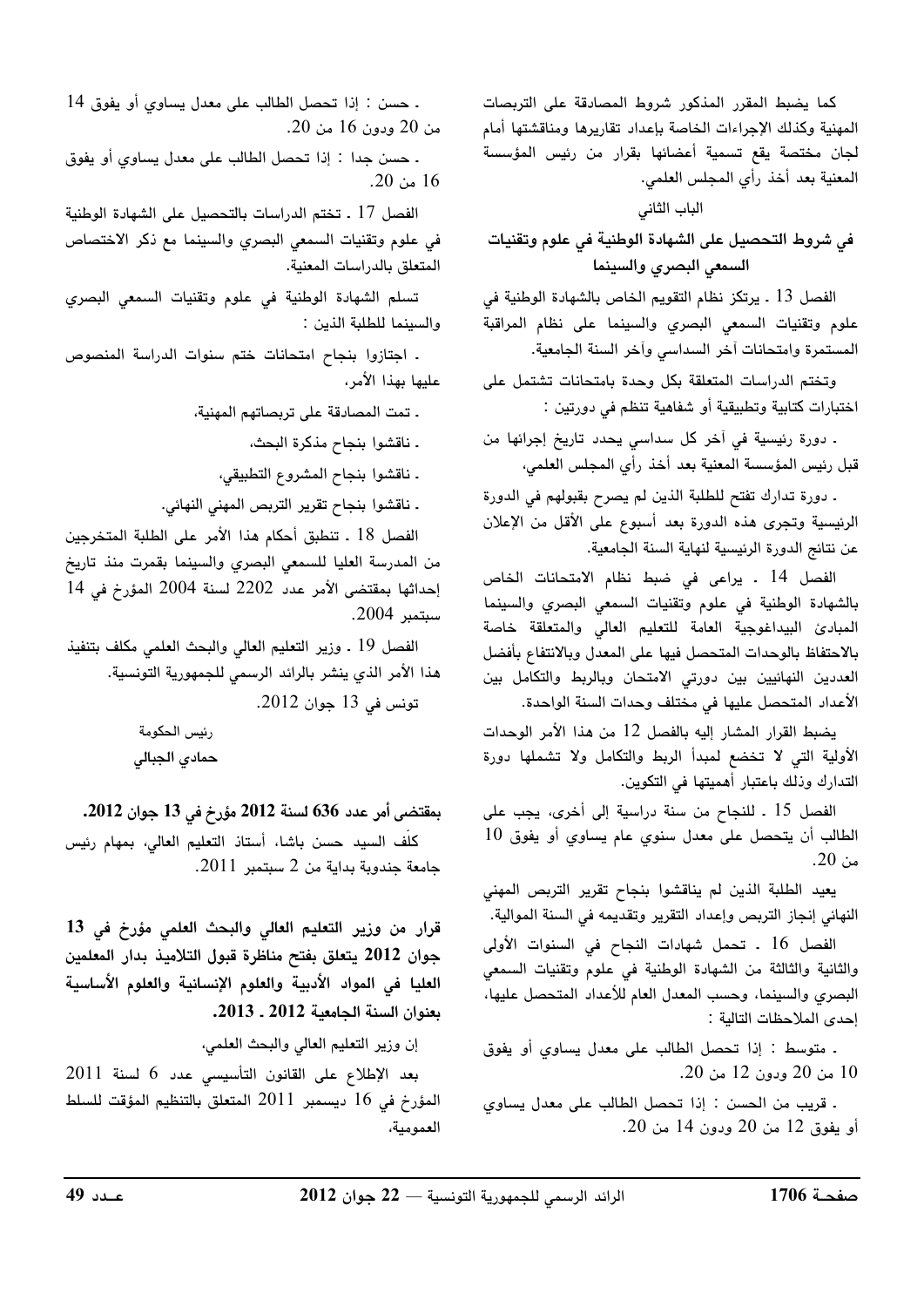كما يضبط المقرر المذكور شروط المصادقة على التربصات المهنية وكذلك الإجراءات الخاصة بإعداد تقاريرها ومناقشتها أمام لجان مختصة يقع تسمية أعضائها بقرار من رئيس المؤسسة المعنية بعد أخذ رأي المجلس العلمي.

الباب الثاني

## في شروط التحصيل على الشهادة الوطنية في علوم وتقنيات السمعي البصري والسينما

الفصل 13 ـ يرتكز نظام التقويم الخاص بالشهادة الوطنية في علوم وتقنيات السمعي البصري والسينما على نظام المراقبة المستمرة وامتحانات آخر السداسي وآخر السنة الجامعية.

وتختم الدراسات المتعلقة بكل وحدة بامتحانات تشتمل على اختبارات كتابية وتطبيقية أو شفاهية تنظم في دورتين :

ـ دورة رئيسية في آخر كل سداسي يحدد تاريخ إجرائها من قبل رئيس المؤسسة المعنية بعد أخذ رأي المجلس العلمي،

ـ دورة تدارك تفتح للطلبة الذين لم يصرح بقبولهم في الدورة الرئيسية وتجرى هذه الدورة بعد أسبوع على الأقل من الإعلان عن نتائج الدورة الرئيسية لنهاية السنة الجامعية.

الفصل 14 ـ يراعى في ضبط نظام الامتحانات الخاص بالشهادة الوطنية في علوم وتقنيات السمعي البصري والسينما المبادئ البيداغوجية العامة للتعليم العالي والمتعلقة خاصة بالاحتفاظ بالوحدات المتحصل فيها على المعدل وبالانتفاع بأفضل العددين النهائيين بين دورتي الامتحان وبالربط والتكامل بين الأعداد المتحصل عليها في مختلف وحدات السنة الواحدة.

يضبط القرار المشار إليه بالفصل 12 من هذا الأمر الوحدات الأولية التي لا تخضع لمبدأ الربط والتكامل ولا تشملها دورة التدارك وذلك باعتبار أهميتها في التكوين.

الفصل 15 ـ للنجاح من سنة دراسية إلى أخرى، يجب على الطالب أن يتحصل على معدل سنوي عام يساوي أو يفوق 10 من 20.

يعيد الطلبة الذين لم يناقشوا بنجاح تقرير التربص المهني النهائي إنجاز التربص وإعداد التقرير وتقديمه في السنة الموالية.

الفصل 16 ـ تحمل شهادات النجاح في السنوات الأولى والثانية والثالثة من الشهادة الوطنية في علوم وتقنيات السمعي البصري والسينما، وحسب المعدل العام للأعداد المتحصل عليها، إحدى الملاحظات التالية :

ـ متوسط : إذا تحصل الطالب على معدل يساوي أو يفوق 10 من 20 ودون 12 من 20.

ـ قريب من الحسن : إذا تحصل الطالب على معدل يساوي أو يفوق 12 من 20 ودون 14 من 20.

ـ حسن : إذا تحصل الطالب على معدل يساوي أو يفوق 14 من 20 ودون 16 من 20.

ـ حسن جدا : إذا تحصل الطالب على معدل يساوي أو يفوق 16 من 20.

الفصل 17 ـ تختم الدراسات بالتحصيل على الشهادة الوطنية في علوم وتقنيات السمعي البصري والسينما مع ذكر الاختصاص المتعلق بالدراسات المعنية.

تسلم الشهادة الوطنية في علوم وتقنيات السمعي البصري والسينما للطلبة الذين :

ـ اجتازوا بنجاح امتحانات ختم سنوات الدراسة المنصوص عليها بهذا الأمر،

ـ تمت المصادقة على تربصاتهم المهنية،

ـ ناقشوا بنجاح مذكرة البحث،

ـ ناقشوا بنجاح المشروع التطبيقي،

ـ ناقشوا بنجاح تقرير التربص المهني النهائي.

الفصل 18 ـ تنطبق أحكام هذا الأمر على الطلبة المتخرجين من المدرسة العليا للسمعي البصري والسينما بقمرت منذ تاريخ إحداثها بمقتضى الأمر عدد 2202 لسنة 2004 المؤرخ في 14 سبتمبر 2004.

الفصل 19 ـ وزير التعليم العالي والبحث العلمي مكلف بتنفيذ هذا الأمر الذي ينشر بالرائد الرسمي للجمهورية التونسية.

تونس في 13 جوان 2012.

رئيس الحكومة

**حمادي الجبالي**

**بمقتضى أمر عدد 636 لسنة 2012 مؤرخ في 13 جوان 2012.**

كلف السيد حسن باشا، أستاذ التعليم العالي، بمهام رئيس جامعة جندوبة بداية من 2 سبتمبر 2011.

**قرار من وزير التعليم العالي والبحث العلمي مؤرخ في 13 جوان 2012 يتعلق بفتح مناظرة قبول التلاميذ بدار المعلمين العليا في المواد الأدبية والعلوم الإنسانية والعلوم الأساسية بعنوان السنة الجامعية 2012 ـ 2013.**

إن وزير التعليم العالي والبحث العلمي،

بعد الإطلاع على القانون التأسيسي عدد 6 لسنة 2011 المؤرخ في 16 ديسمبر 2011 المتعلق بالتنظيم المؤقت للسلط العمومية،